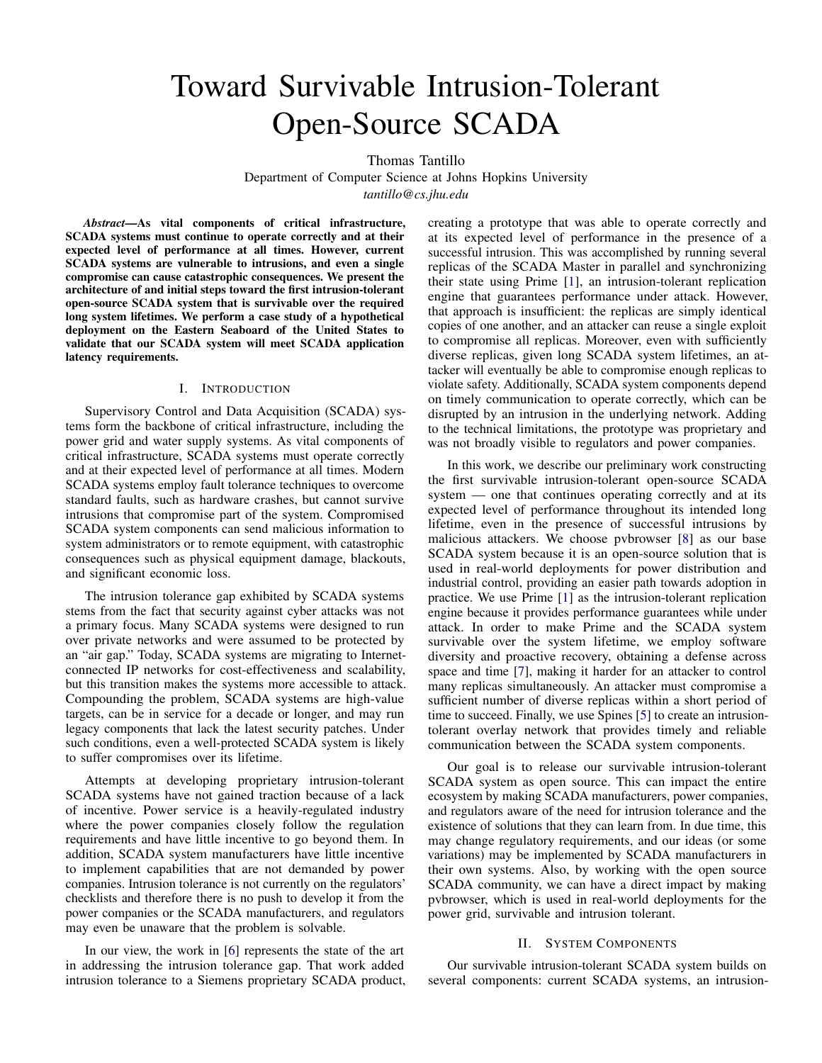# Toward Survivable Intrusion-Tolerant Open-Source SCADA

Thomas Tantillo
Department of Computer Science at Johns Hopkins University
*tantillo@cs.jhu.edu*

***Abstract*—As vital components of critical infrastructure, SCADA systems must continue to operate correctly and at their expected level of performance at all times. However, current SCADA systems are vulnerable to intrusions, and even a single compromise can cause catastrophic consequences. We present the architecture of and initial steps toward the first intrusion-tolerant open-source SCADA system that is survivable over the required long system lifetimes. We perform a case study of a hypothetical deployment on the Eastern Seaboard of the United States to validate that our SCADA system will meet SCADA application latency requirements.**

## I. Introduction

Supervisory Control and Data Acquisition (SCADA) systems form the backbone of critical infrastructure, including the power grid and water supply systems. As vital components of critical infrastructure, SCADA systems must operate correctly and at their expected level of performance at all times. Modern SCADA systems employ fault tolerance techniques to overcome standard faults, such as hardware crashes, but cannot survive intrusions that compromise part of the system. Compromised SCADA system components can send malicious information to system administrators or to remote equipment, with catastrophic consequences such as physical equipment damage, blackouts, and significant economic loss.

The intrusion tolerance gap exhibited by SCADA systems stems from the fact that security against cyber attacks was not a primary focus. Many SCADA systems were designed to run over private networks and were assumed to be protected by an "air gap." Today, SCADA systems are migrating to Internet-connected IP networks for cost-effectiveness and scalability, but this transition makes the systems more accessible to attack. Compounding the problem, SCADA systems are high-value targets, can be in service for a decade or longer, and may run legacy components that lack the latest security patches. Under such conditions, even a well-protected SCADA system is likely to suffer compromises over its lifetime.

Attempts at developing proprietary intrusion-tolerant SCADA systems have not gained traction because of a lack of incentive. Power service is a heavily-regulated industry where the power companies closely follow the regulation requirements and have little incentive to go beyond them. In addition, SCADA system manufacturers have little incentive to implement capabilities that are not demanded by power companies. Intrusion tolerance is not currently on the regulators' checklists and therefore there is no push to develop it from the power companies or the SCADA manufacturers, and regulators may even be unaware that the problem is solvable.

In our view, the work in [6] represents the state of the art in addressing the intrusion tolerance gap. That work added intrusion tolerance to a Siemens proprietary SCADA product, creating a prototype that was able to operate correctly and at its expected level of performance in the presence of a successful intrusion. This was accomplished by running several replicas of the SCADA Master in parallel and synchronizing their state using Prime [1], an intrusion-tolerant replication engine that guarantees performance under attack. However, that approach is insufficient: the replicas are simply identical copies of one another, and an attacker can reuse a single exploit to compromise all replicas. Moreover, even with sufficiently diverse replicas, given long SCADA system lifetimes, an attacker will eventually be able to compromise enough replicas to violate safety. Additionally, SCADA system components depend on timely communication to operate correctly, which can be disrupted by an intrusion in the underlying network. Adding to the technical limitations, the prototype was proprietary and was not broadly visible to regulators and power companies.

In this work, we describe our preliminary work constructing the first survivable intrusion-tolerant open-source SCADA system — one that continues operating correctly and at its expected level of performance throughout its intended long lifetime, even in the presence of successful intrusions by malicious attackers. We choose pvbrowser [8] as our base SCADA system because it is an open-source solution that is used in real-world deployments for power distribution and industrial control, providing an easier path towards adoption in practice. We use Prime [1] as the intrusion-tolerant replication engine because it provides performance guarantees while under attack. In order to make Prime and the SCADA system survivable over the system lifetime, we employ software diversity and proactive recovery, obtaining a defense across space and time [7], making it harder for an attacker to control many replicas simultaneously. An attacker must compromise a sufficient number of diverse replicas within a short period of time to succeed. Finally, we use Spines [5] to create an intrusion-tolerant overlay network that provides timely and reliable communication between the SCADA system components.

Our goal is to release our survivable intrusion-tolerant SCADA system as open source. This can impact the entire ecosystem by making SCADA manufacturers, power companies, and regulators aware of the need for intrusion tolerance and the existence of solutions that they can learn from. In due time, this may change regulatory requirements, and our ideas (or some variations) may be implemented by SCADA manufacturers in their own systems. Also, by working with the open source SCADA community, we can have a direct impact by making pvbrowser, which is used in real-world deployments for the power grid, survivable and intrusion tolerant.

## II. System Components

Our survivable intrusion-tolerant SCADA system builds on several components: current SCADA systems, an intrusion-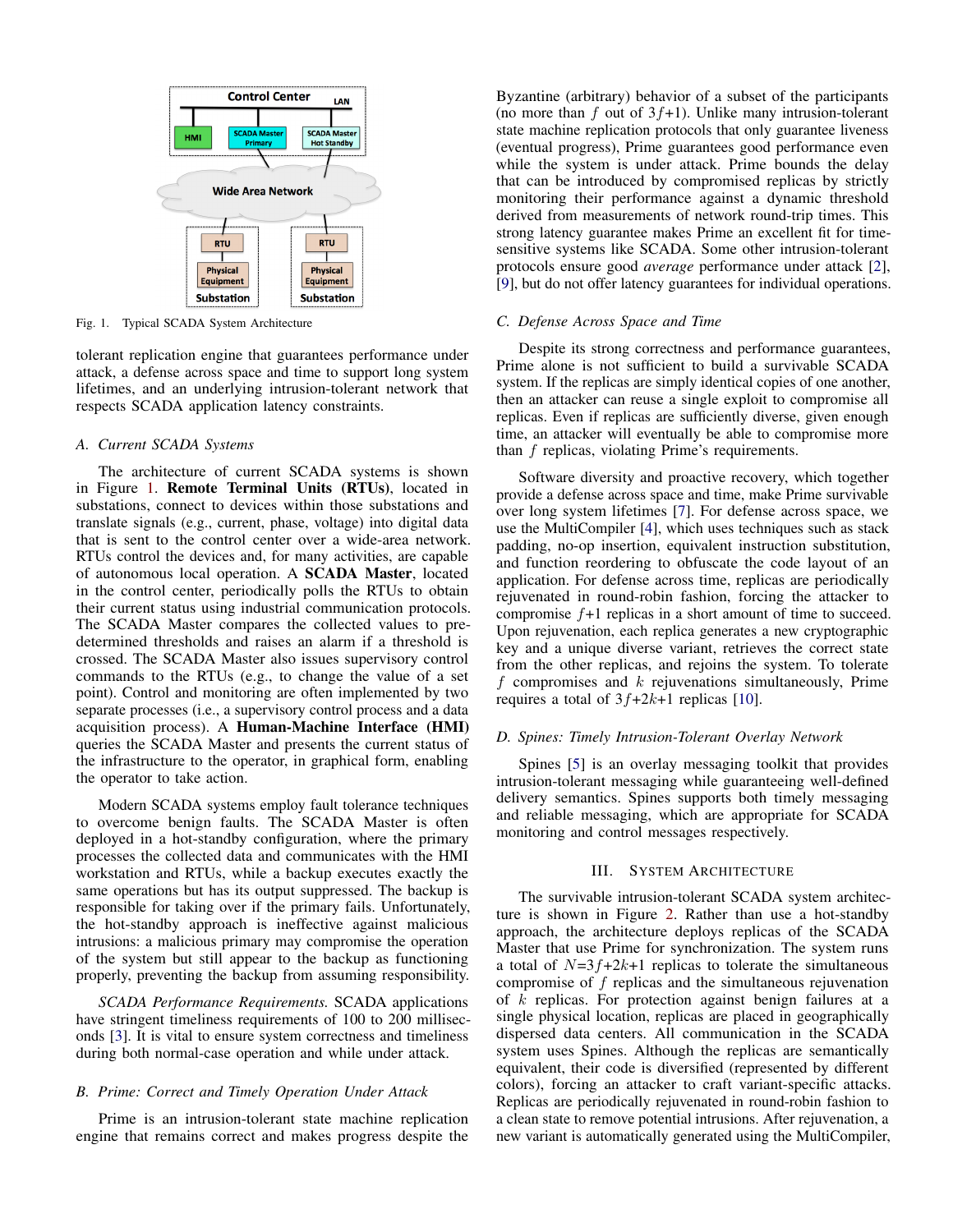Control Center
LAN
HMI
SCADA Master Primary
SCADA Master Hot Standby
Wide Area Network
RTU
Physical Equipment
Substation
RTU
Physical Equipment
Substation

Fig. 1. Typical SCADA System Architecture

tolerant replication engine that guarantees performance under attack, a defense across space and time to support long system lifetimes, and an underlying intrusion-tolerant network that respects SCADA application latency constraints.

### A. Current SCADA Systems

The architecture of current SCADA systems is shown in Figure 1. **Remote Terminal Units (RTUs)**, located in substations, connect to devices within those substations and translate signals (e.g., current, phase, voltage) into digital data that is sent to the control center over a wide-area network. RTUs control the devices and, for many activities, are capable of autonomous local operation. A **SCADA Master**, located in the control center, periodically polls the RTUs to obtain their current status using industrial communication protocols. The SCADA Master compares the collected values to pre-determined thresholds and raises an alarm if a threshold is crossed. The SCADA Master also issues supervisory control commands to the RTUs (e.g., to change the value of a set point). Control and monitoring are often implemented by two separate processes (i.e., a supervisory control process and a data acquisition process). A **Human-Machine Interface (HMI)** queries the SCADA Master and presents the current status of the infrastructure to the operator, in graphical form, enabling the operator to take action.

Modern SCADA systems employ fault tolerance techniques to overcome benign faults. The SCADA Master is often deployed in a hot-standby configuration, where the primary processes the collected data and communicates with the HMI workstation and RTUs, while a backup executes exactly the same operations but has its output suppressed. The backup is responsible for taking over if the primary fails. Unfortunately, the hot-standby approach is ineffective against malicious intrusions: a malicious primary may compromise the operation of the system but still appear to the backup as functioning properly, preventing the backup from assuming responsibility.

*SCADA Performance Requirements.* SCADA applications have stringent timeliness requirements of 100 to 200 milliseconds [3]. It is vital to ensure system correctness and timeliness during both normal-case operation and while under attack.

### B. Prime: Correct and Timely Operation Under Attack

Prime is an intrusion-tolerant state machine replication engine that remains correct and makes progress despite the Byzantine (arbitrary) behavior of a subset of the participants (no more than $f$ out of $3f$+1). Unlike many intrusion-tolerant state machine replication protocols that only guarantee liveness (eventual progress), Prime guarantees good performance even while the system is under attack. Prime bounds the delay that can be introduced by compromised replicas by strictly monitoring their performance against a dynamic threshold derived from measurements of network round-trip times. This strong latency guarantee makes Prime an excellent fit for time-sensitive systems like SCADA. Some other intrusion-tolerant protocols ensure good *average* performance under attack [2], [9], but do not offer latency guarantees for individual operations.

### C. Defense Across Space and Time

Despite its strong correctness and performance guarantees, Prime alone is not sufficient to build a survivable SCADA system. If the replicas are simply identical copies of one another, then an attacker can reuse a single exploit to compromise all replicas. Even if replicas are sufficiently diverse, given enough time, an attacker will eventually be able to compromise more than $f$ replicas, violating Prime's requirements.

Software diversity and proactive recovery, which together provide a defense across space and time, make Prime survivable over long system lifetimes [7]. For defense across space, we use the MultiCompiler [4], which uses techniques such as stack padding, no-op insertion, equivalent instruction substitution, and function reordering to obfuscate the code layout of an application. For defense across time, replicas are periodically rejuvenated in round-robin fashion, forcing the attacker to compromise $f$+1 replicas in a short amount of time to succeed. Upon rejuvenation, each replica generates a new cryptographic key and a unique diverse variant, retrieves the correct state from the other replicas, and rejoins the system. To tolerate $f$ compromises and $k$ rejuvenations simultaneously, Prime requires a total of $3f$+$2k$+1 replicas [10].

### D. Spines: Timely Intrusion-Tolerant Overlay Network

Spines [5] is an overlay messaging toolkit that provides intrusion-tolerant messaging while guaranteeing well-defined delivery semantics. Spines supports both timely messaging and reliable messaging, which are appropriate for SCADA monitoring and control messages respectively.

## III. System Architecture

The survivable intrusion-tolerant SCADA system architecture is shown in Figure 2. Rather than use a hot-standby approach, the architecture deploys replicas of the SCADA Master that use Prime for synchronization. The system runs a total of $N$=$3f$+$2k$+1 replicas to tolerate the simultaneous compromise of $f$ replicas and the simultaneous rejuvenation of $k$ replicas. For protection against benign failures at a single physical location, replicas are placed in geographically dispersed data centers. All communication in the SCADA system uses Spines. Although the replicas are semantically equivalent, their code is diversified (represented by different colors), forcing an attacker to craft variant-specific attacks. Replicas are periodically rejuvenated in round-robin fashion to a clean state to remove potential intrusions. After rejuvenation, a new variant is automatically generated using the MultiCompiler,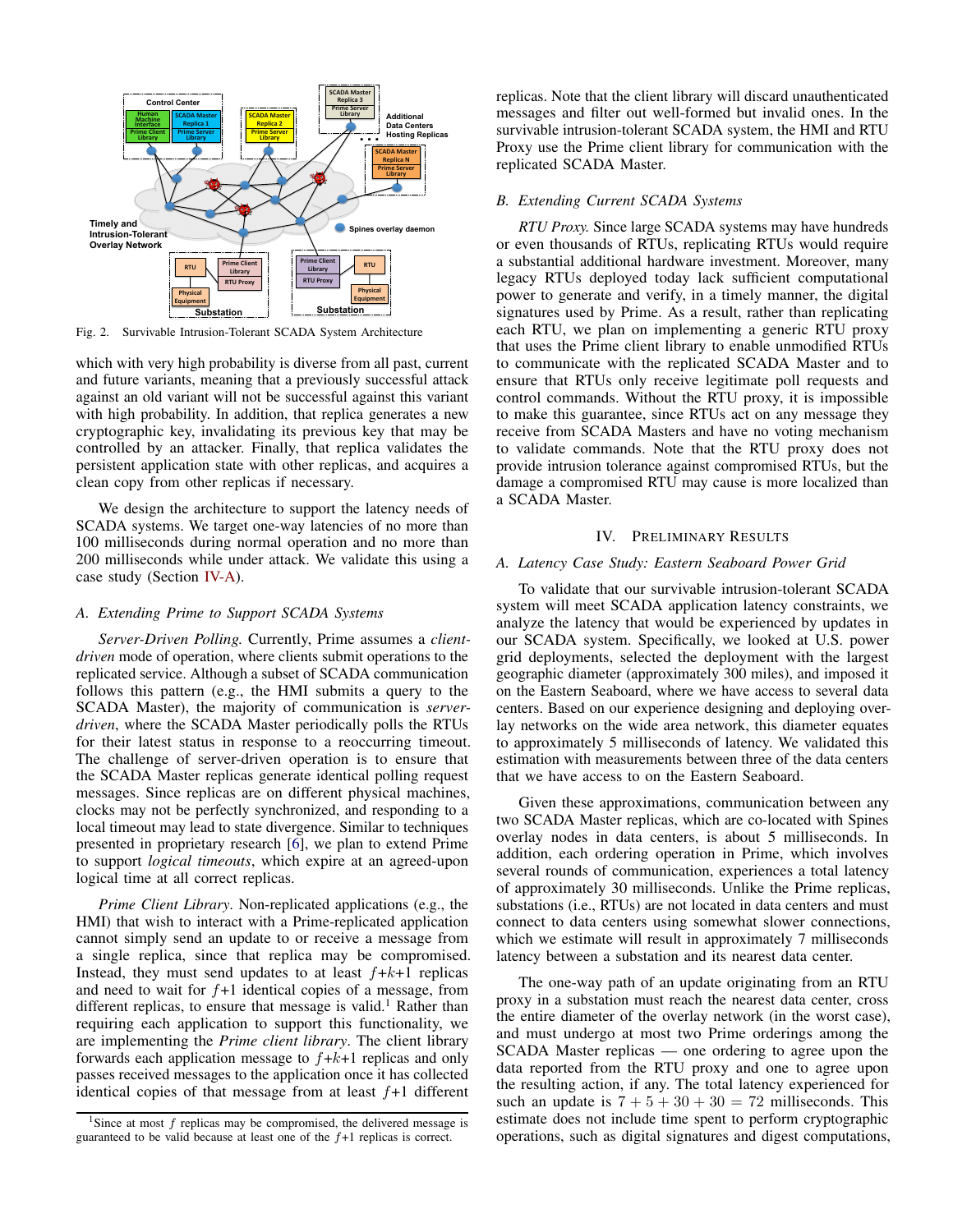Control Center

Human Machine Interface

Prime Client Library

SCADA Master Replica 1

Prime Server Library

SCADA Master Replica 2

Prime Server Library

SCADA Master Replica 3

Prime Server Library

Additional Data Centers Hosting Replicas

SCADA Master Replica N

Prime Server Library

Timely and Intrusion-Tolerant Overlay Network

Spines overlay daemon

RTU

Prime Client Library

RTU Proxy

Physical Equipment

Substation

Prime Client Library

RTU Proxy

RTU

Physical Equipment

Substation

Fig. 2. Survivable Intrusion-Tolerant SCADA System Architecture

which with very high probability is diverse from all past, current and future variants, meaning that a previously successful attack against an old variant will not be successful against this variant with high probability. In addition, that replica generates a new cryptographic key, invalidating its previous key that may be controlled by an attacker. Finally, that replica validates the persistent application state with other replicas, and acquires a clean copy from other replicas if necessary.

We design the architecture to support the latency needs of SCADA systems. We target one-way latencies of no more than 100 milliseconds during normal operation and no more than 200 milliseconds while under attack. We validate this using a case study (Section IV-A).

### A. Extending Prime to Support SCADA Systems

*Server-Driven Polling.* Currently, Prime assumes a *client-driven* mode of operation, where clients submit operations to the replicated service. Although a subset of SCADA communication follows this pattern (e.g., the HMI submits a query to the SCADA Master), the majority of communication is *server-driven*, where the SCADA Master periodically polls the RTUs for their latest status in response to a reoccurring timeout. The challenge of server-driven operation is to ensure that the SCADA Master replicas generate identical polling request messages. Since replicas are on different physical machines, clocks may not be perfectly synchronized, and responding to a local timeout may lead to state divergence. Similar to techniques presented in proprietary research [6], we plan to extend Prime to support *logical timeouts*, which expire at an agreed-upon logical time at all correct replicas.

*Prime Client Library*. Non-replicated applications (e.g., the HMI) that wish to interact with a Prime-replicated application cannot simply send an update to or receive a message from a single replica, since that replica may be compromised. Instead, they must send updates to at least $f$+$k$+1 replicas and need to wait for $f$+1 identical copies of a message, from different replicas, to ensure that message is valid.[1] Rather than requiring each application to support this functionality, we are implementing the *Prime client library*. The client library forwards each application message to $f$+$k$+1 replicas and only passes received messages to the application once it has collected identical copies of that message from at least $f$+1 different replicas. Note that the client library will discard unauthenticated messages and filter out well-formed but invalid ones. In the survivable intrusion-tolerant SCADA system, the HMI and RTU Proxy use the Prime client library for communication with the replicated SCADA Master.

[1] Since at most $f$ replicas may be compromised, the delivered message is guaranteed to be valid because at least one of the $f$+1 replicas is correct.

### B. Extending Current SCADA Systems

*RTU Proxy.* Since large SCADA systems may have hundreds or even thousands of RTUs, replicating RTUs would require a substantial additional hardware investment. Moreover, many legacy RTUs deployed today lack sufficient computational power to generate and verify, in a timely manner, the digital signatures used by Prime. As a result, rather than replicating each RTU, we plan on implementing a generic RTU proxy that uses the Prime client library to enable unmodified RTUs to communicate with the replicated SCADA Master and to ensure that RTUs only receive legitimate poll requests and control commands. Without the RTU proxy, it is impossible to make this guarantee, since RTUs act on any message they receive from SCADA Masters and have no voting mechanism to validate commands. Note that the RTU proxy does not provide intrusion tolerance against compromised RTUs, but the damage a compromised RTU may cause is more localized than a SCADA Master.

## IV. Preliminary Results

### A. Latency Case Study: Eastern Seaboard Power Grid

To validate that our survivable intrusion-tolerant SCADA system will meet SCADA application latency constraints, we analyze the latency that would be experienced by updates in our SCADA system. Specifically, we looked at U.S. power grid deployments, selected the deployment with the largest geographic diameter (approximately 300 miles), and imposed it on the Eastern Seaboard, where we have access to several data centers. Based on our experience designing and deploying overlay networks on the wide area network, this diameter equates to approximately 5 milliseconds of latency. We validated this estimation with measurements between three of the data centers that we have access to on the Eastern Seaboard.

Given these approximations, communication between any two SCADA Master replicas, which are co-located with Spines overlay nodes in data centers, is about 5 milliseconds. In addition, each ordering operation in Prime, which involves several rounds of communication, experiences a total latency of approximately 30 milliseconds. Unlike the Prime replicas, substations (i.e., RTUs) are not located in data centers and must connect to data centers using somewhat slower connections, which we estimate will result in approximately 7 milliseconds latency between a substation and its nearest data center.

The one-way path of an update originating from an RTU proxy in a substation must reach the nearest data center, cross the entire diameter of the overlay network (in the worst case), and must undergo at most two Prime orderings among the SCADA Master replicas — one ordering to agree upon the data reported from the RTU proxy and one to agree upon the resulting action, if any. The total latency experienced for such an update is $7 + 5 + 30 + 30 = 72$ milliseconds. This estimate does not include time spent to perform cryptographic operations, such as digital signatures and digest computations,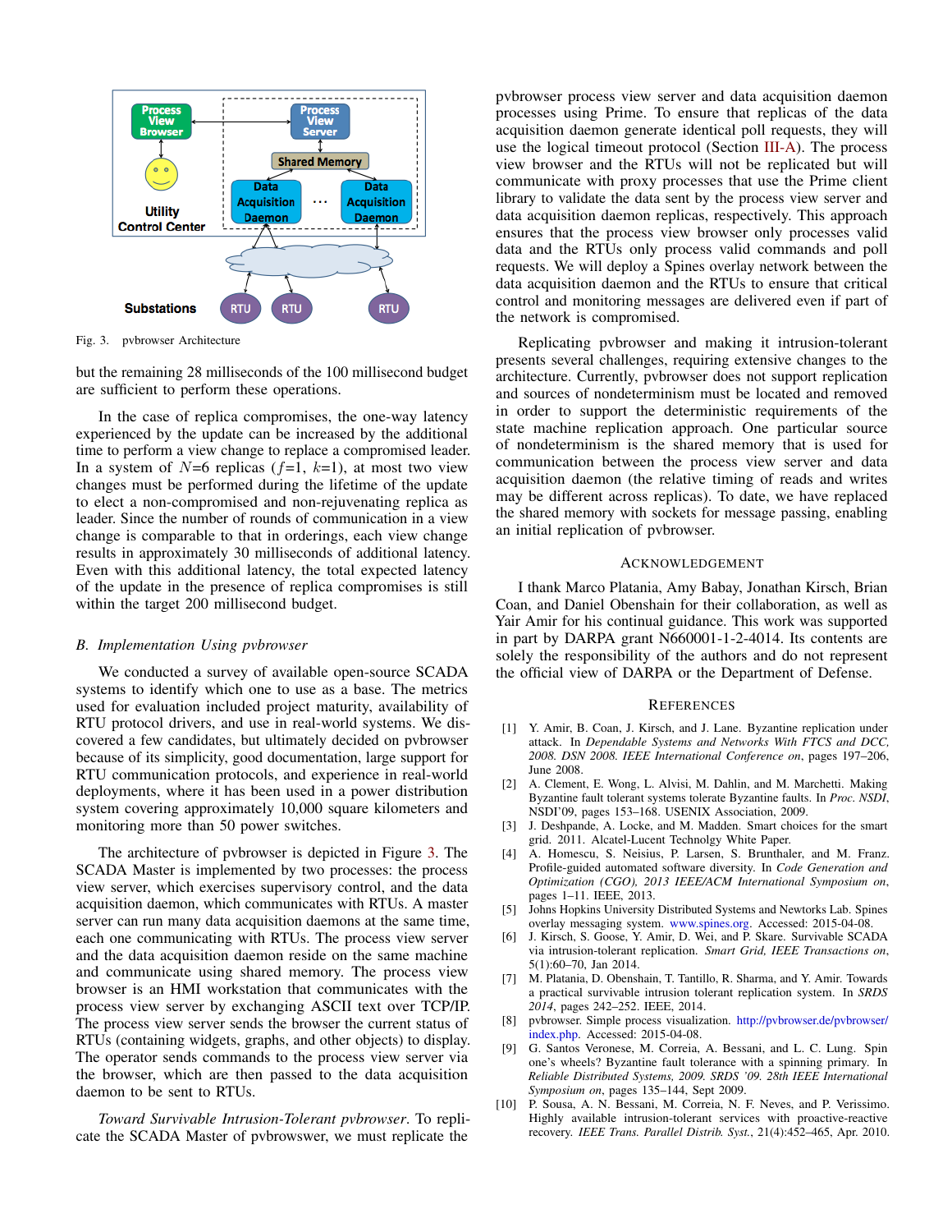Process View Browser

Process View Server

Shared Memory

Data Acquisition Daemon

...

Data Acquisition Daemon

Utility Control Center

Substations

RTU

RTU

RTU

Fig. 3. pvbrowser Architecture

but the remaining 28 milliseconds of the 100 millisecond budget are sufficient to perform these operations.

In the case of replica compromises, the one-way latency experienced by the update can be increased by the additional time to perform a view change to replace a compromised leader. In a system of $N$=6 replicas ($f$=1, $k$=1), at most two view changes must be performed during the lifetime of the update to elect a non-compromised and non-rejuvenating replica as leader. Since the number of rounds of communication in a view change is comparable to that in orderings, each view change results in approximately 30 milliseconds of additional latency. Even with this additional latency, the total expected latency of the update in the presence of replica compromises is still within the target 200 millisecond budget.

### *B. Implementation Using pvbrowser*

We conducted a survey of available open-source SCADA systems to identify which one to use as a base. The metrics used for evaluation included project maturity, availability of RTU protocol drivers, and use in real-world systems. We discovered a few candidates, but ultimately decided on pvbrowser because of its simplicity, good documentation, large support for RTU communication protocols, and experience in real-world deployments, where it has been used in a power distribution system covering approximately 10,000 square kilometers and monitoring more than 50 power switches.

The architecture of pvbrowser is depicted in Figure 3. The SCADA Master is implemented by two processes: the process view server, which exercises supervisory control, and the data acquisition daemon, which communicates with RTUs. A master server can run many data acquisition daemons at the same time, each one communicating with RTUs. The process view server and the data acquisition daemon reside on the same machine and communicate using shared memory. The process view browser is an HMI workstation that communicates with the process view server by exchanging ASCII text over TCP/IP. The process view server sends the browser the current status of RTUs (containing widgets, graphs, and other objects) to display. The operator sends commands to the process view server via the browser, which are then passed to the data acquisition daemon to be sent to RTUs.

*Toward Survivable Intrusion-Tolerant pvbrowser.* To replicate the SCADA Master of pvbrowswer, we must replicate the pvbrowser process view server and data acquisition daemon processes using Prime. To ensure that replicas of the data acquisition daemon generate identical poll requests, they will use the logical timeout protocol (Section III-A). The process view browser and the RTUs will not be replicated but will communicate with proxy processes that use the Prime client library to validate the data sent by the process view server and data acquisition daemon replicas, respectively. This approach ensures that the process view browser only processes valid data and the RTUs only process valid commands and poll requests. We will deploy a Spines overlay network between the data acquisition daemon and the RTUs to ensure that critical control and monitoring messages are delivered even if part of the network is compromised.

Replicating pvbrowser and making it intrusion-tolerant presents several challenges, requiring extensive changes to the architecture. Currently, pvbrowser does not support replication and sources of nondeterminism must be located and removed in order to support the deterministic requirements of the state machine replication approach. One particular source of nondeterminism is the shared memory that is used for communication between the process view server and data acquisition daemon (the relative timing of reads and writes may be different across replicas). To date, we have replaced the shared memory with sockets for message passing, enabling an initial replication of pvbrowser.

## Acknowledgement

I thank Marco Platania, Amy Babay, Jonathan Kirsch, Brian Coan, and Daniel Obenshain for their collaboration, as well as Yair Amir for his continual guidance. This work was supported in part by DARPA grant N660001-1-2-4014. Its contents are solely the responsibility of the authors and do not represent the official view of DARPA or the Department of Defense.

## References

[1] Y. Amir, B. Coan, J. Kirsch, and J. Lane. Byzantine replication under attack. In *Dependable Systems and Networks With FTCS and DCC, 2008. DSN 2008. IEEE International Conference on*, pages 197–206, June 2008.

[2] A. Clement, E. Wong, L. Alvisi, M. Dahlin, and M. Marchetti. Making Byzantine fault tolerant systems tolerate Byzantine faults. In *Proc. NSDI*, NSDI'09, pages 153–168. USENIX Association, 2009.

[3] J. Deshpande, A. Locke, and M. Madden. Smart choices for the smart grid. 2011. Alcatel-Lucent Technolgy White Paper.

[4] A. Homescu, S. Neisius, P. Larsen, S. Brunthaler, and M. Franz. Profile-guided automated software diversity. In *Code Generation and Optimization (CGO), 2013 IEEE/ACM International Symposium on*, pages 1–11. IEEE, 2013.

[5] Johns Hopkins University Distributed Systems and Newtorks Lab. Spines overlay messaging system. www.spines.org. Accessed: 2015-04-08.

[6] J. Kirsch, S. Goose, Y. Amir, D. Wei, and P. Skare. Survivable SCADA via intrusion-tolerant replication. *Smart Grid, IEEE Transactions on*, 5(1):60–70, Jan 2014.

[7] M. Platania, D. Obenshain, T. Tantillo, R. Sharma, and Y. Amir. Towards a practical survivable intrusion tolerant replication system. In *SRDS 2014*, pages 242–252. IEEE, 2014.

[8] pvbrowser. Simple process visualization. http://pvbrowser.de/pvbrowser/index.php. Accessed: 2015-04-08.

[9] G. Santos Veronese, M. Correia, A. Bessani, and L. C. Lung. Spin one's wheels? Byzantine fault tolerance with a spinning primary. In *Reliable Distributed Systems, 2009. SRDS '09. 28th IEEE International Symposium on*, pages 135–144, Sept 2009.

[10] P. Sousa, A. N. Bessani, M. Correia, N. F. Neves, and P. Verissimo. Highly available intrusion-tolerant services with proactive-reactive recovery. *IEEE Trans. Parallel Distrib. Syst.*, 21(4):452–465, Apr. 2010.